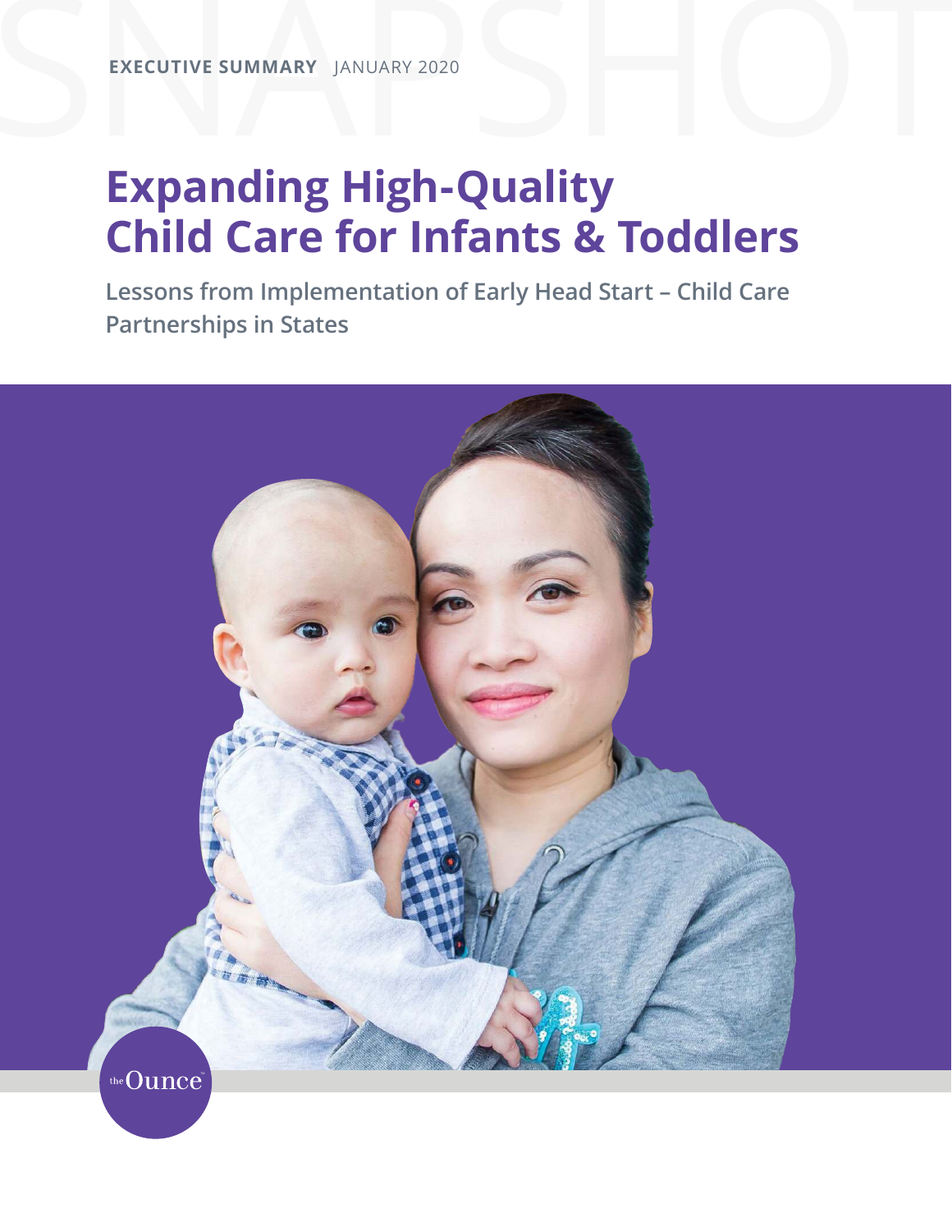SNAPSHOT

**EXECUTIVE SUMMARY** JANUARY 2020

# Expanding High-Quality Child Care for Infants & Toddlers

## Lessons from Implementation of Early Head Start – Child Care Partnerships in States

the Ounce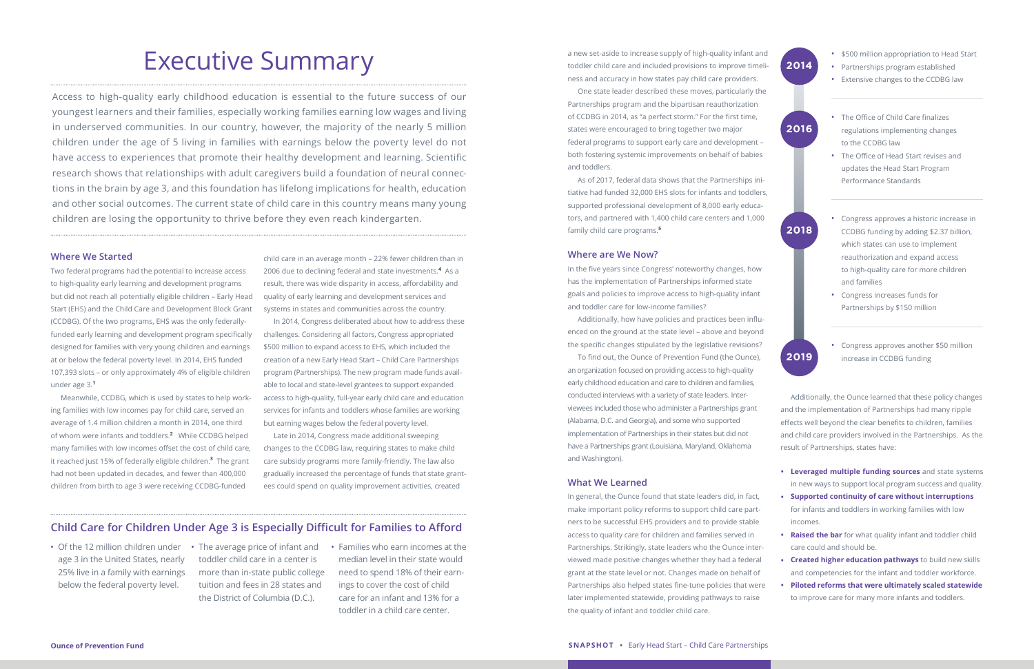# Executive Summary

Access to high-quality early childhood education is essential to the future success of our youngest learners and their families, especially working families earning low wages and living in underserved communities. In our country, however, the majority of the nearly 5 million children under the age of 5 living in families with earnings below the poverty level do not have access to experiences that promote their healthy development and learning. Scientific research shows that relationships with adult caregivers build a foundation of neural connections in the brain by age 3, and this foundation has lifelong implications for health, education and other social outcomes. The current state of child care in this country means many young children are losing the opportunity to thrive before they even reach kindergarten.

### Where We Started

Two federal programs had the potential to increase access to high-quality early learning and development programs but did not reach all potentially eligible children – Early Head Start (EHS) and the Child Care and Development Block Grant (CCDBG). Of the two programs, EHS was the only federally-funded early learning and development program specifically designed for families with very young children and earnings at or below the federal poverty level. In 2014, EHS funded 107,393 slots – or only approximately 4% of eligible children under age 3.[1]

Meanwhile, CCDBG, which is used by states to help working families with low incomes pay for child care, served an average of 1.4 million children a month in 2014, one third of whom were infants and toddlers.[2] While CCDBG helped many families with low incomes offset the cost of child care, it reached just 15% of federally eligible children.[3] The grant had not been updated in decades, and fewer than 400,000 children from birth to age 3 were receiving CCDBG-funded child care in an average month – 22% fewer children than in 2006 due to declining federal and state investments.[4] As a result, there was wide disparity in access, affordability and quality of early learning and development services and systems in states and communities across the country.

In 2014, Congress deliberated about how to address these challenges. Considering all factors, Congress appropriated $500 million to expand access to EHS, which included the creation of a new Early Head Start – Child Care Partnerships program (Partnerships). The new program made funds available to local and state-level grantees to support expanded access to high-quality, full-year early child care and education services for infants and toddlers whose families are working but earning wages below the federal poverty level.

Late in 2014, Congress made additional sweeping changes to the CCDBG law, requiring states to make child care subsidy programs more family-friendly. The law also gradually increased the percentage of funds that state grantees could spend on quality improvement activities, created a new set-aside to increase supply of high-quality infant and toddler child care and included provisions to improve timeliness and accuracy in how states pay child care providers.

One state leader described these moves, particularly the Partnerships program and the bipartisan reauthorization of CCDBG in 2014, as "a perfect storm." For the first time, states were encouraged to bring together two major federal programs to support early care and development – both fostering systemic improvements on behalf of babies and toddlers.

As of 2017, federal data shows that the Partnerships initiative had funded 32,000 EHS slots for infants and toddlers, supported professional development of 8,000 early educators, and partnered with 1,400 child care centers and 1,000 family child care programs.[5]

### Child Care for Children Under Age 3 is Especially Difficult for Families to Afford

- Of the 12 million children under age 3 in the United States, nearly 25% live in a family with earnings below the federal poverty level.
- The average price of infant and toddler child care in a center is more than in-state public college tuition and fees in 28 states and the District of Columbia (D.C.).
- Families who earn incomes at the median level in their state would need to spend 18% of their earnings to cover the cost of child care for an infant and 13% for a toddler in a child care center.

**2014**
- $500 million appropriation to Head Start
- Partnerships program established
- Extensive changes to the CCDBG law

**2016**
- The Office of Child Care finalizes regulations implementing changes to the CCDBG law
- The Office of Head Start revises and updates the Head Start Program Performance Standards

**2018**
- Congress approves a historic increase in CCDBG funding by adding $2.37 billion, which states can use to implement reauthorization and expand access to high-quality care for more children and families
- Congress increases funds for Partnerships by $150 million

**2019**
- Congress approves another $50 million increase in CCDBG funding

### Where are We Now?

In the five years since Congress' noteworthy changes, how has the implementation of Partnerships informed state goals and policies to improve access to high-quality infant and toddler care for low-income families?

Additionally, how have policies and practices been influenced on the ground at the state level – above and beyond the specific changes stipulated by the legislative revisions?

To find out, the Ounce of Prevention Fund (the Ounce), an organization focused on providing access to high-quality early childhood education and care to children and families, conducted interviews with a variety of state leaders. Interviewees included those who administer a Partnerships grant (Alabama, D.C. and Georgia), and some who supported implementation of Partnerships in their states but did not have a Partnerships grant (Louisiana, Maryland, Oklahoma and Washington).

### What We Learned

In general, the Ounce found that state leaders did, in fact, make important policy reforms to support child care partners to be successful EHS providers and to provide stable access to quality care for children and families served in Partnerships. Strikingly, state leaders who the Ounce interviewed made positive changes whether they had a federal grant at the state level or not. Changes made on behalf of Partnerships also helped states fine-tune policies that were later implemented statewide, providing pathways to raise the quality of infant and toddler child care.

Additionally, the Ounce learned that these policy changes and the implementation of Partnerships had many ripple effects well beyond the clear benefits to children, families and child care providers involved in the Partnerships. As the result of Partnerships, states have:

- **Leveraged multiple funding sources** and state systems in new ways to support local program success and quality.
- **Supported continuity of care without interruptions** for infants and toddlers in working families with low incomes.
- **Raised the bar** for what quality infant and toddler child care could and should be.
- **Created higher education pathways** to build new skills and competencies for the infant and toddler workforce.
- **Piloted reforms that were ultimately scaled statewide** to improve care for many more infants and toddlers.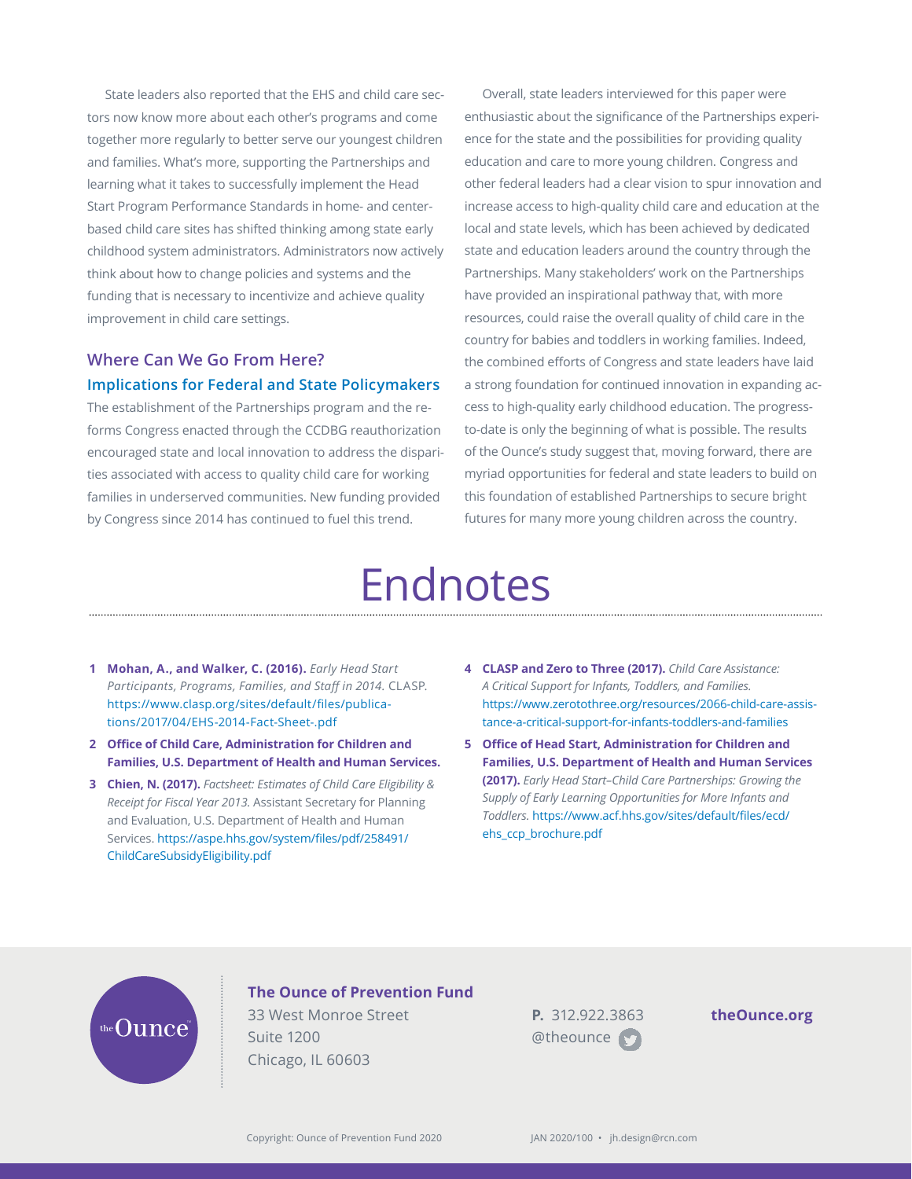State leaders also reported that the EHS and child care sectors now know more about each other's programs and come together more regularly to better serve our youngest children and families. What's more, supporting the Partnerships and learning what it takes to successfully implement the Head Start Program Performance Standards in home- and center-based child care sites has shifted thinking among state early childhood system administrators. Administrators now actively think about how to change policies and systems and the funding that is necessary to incentivize and achieve quality improvement in child care settings.

### Where Can We Go From Here?

### Implications for Federal and State Policymakers

The establishment of the Partnerships program and the reforms Congress enacted through the CCDBG reauthorization encouraged state and local innovation to address the disparities associated with access to quality child care for working families in underserved communities. New funding provided by Congress since 2014 has continued to fuel this trend.

Overall, state leaders interviewed for this paper were enthusiastic about the significance of the Partnerships experience for the state and the possibilities for providing quality education and care to more young children. Congress and other federal leaders had a clear vision to spur innovation and increase access to high-quality child care and education at the local and state levels, which has been achieved by dedicated state and education leaders around the country through the Partnerships. Many stakeholders' work on the Partnerships have provided an inspirational pathway that, with more resources, could raise the overall quality of child care in the country for babies and toddlers in working families. Indeed, the combined efforts of Congress and state leaders have laid a strong foundation for continued innovation in expanding access to high-quality early childhood education. The progress-to-date is only the beginning of what is possible. The results of the Ounce's study suggest that, moving forward, there are myriad opportunities for federal and state leaders to build on this foundation of established Partnerships to secure bright futures for many more young children across the country.

# Endnotes

1. **Mohan, A., and Walker, C. (2016).** *Early Head Start Participants, Programs, Families, and Staff in 2014.* CLASP. https://www.clasp.org/sites/default/files/publications/2017/04/EHS-2014-Fact-Sheet-.pdf
2. **Office of Child Care, Administration for Children and Families, U.S. Department of Health and Human Services.**
3. **Chien, N. (2017).** *Factsheet: Estimates of Child Care Eligibility & Receipt for Fiscal Year 2013.* Assistant Secretary for Planning and Evaluation, U.S. Department of Health and Human Services. https://aspe.hhs.gov/system/files/pdf/258491/ChildCareSubsidyEligibility.pdf
4. **CLASP and Zero to Three (2017).** *Child Care Assistance: A Critical Support for Infants, Toddlers, and Families.* https://www.zerotothree.org/resources/2066-child-care-assistance-a-critical-support-for-infants-toddlers-and-families
5. **Office of Head Start, Administration for Children and Families, U.S. Department of Health and Human Services (2017).** *Early Head Start–Child Care Partnerships: Growing the Supply of Early Learning Opportunities for More Infants and Toddlers.* https://www.acf.hhs.gov/sites/default/files/ecd/ehs_ccp_brochure.pdf

the Ounce

**The Ounce of Prevention Fund**
33 West Monroe Street
Suite 1200
Chicago, IL 60603

**P.** 312.922.3863
@theounce

**theOunce.org**

Copyright: Ounce of Prevention Fund 2020

JAN 2020/100 • jh.design@rcn.com